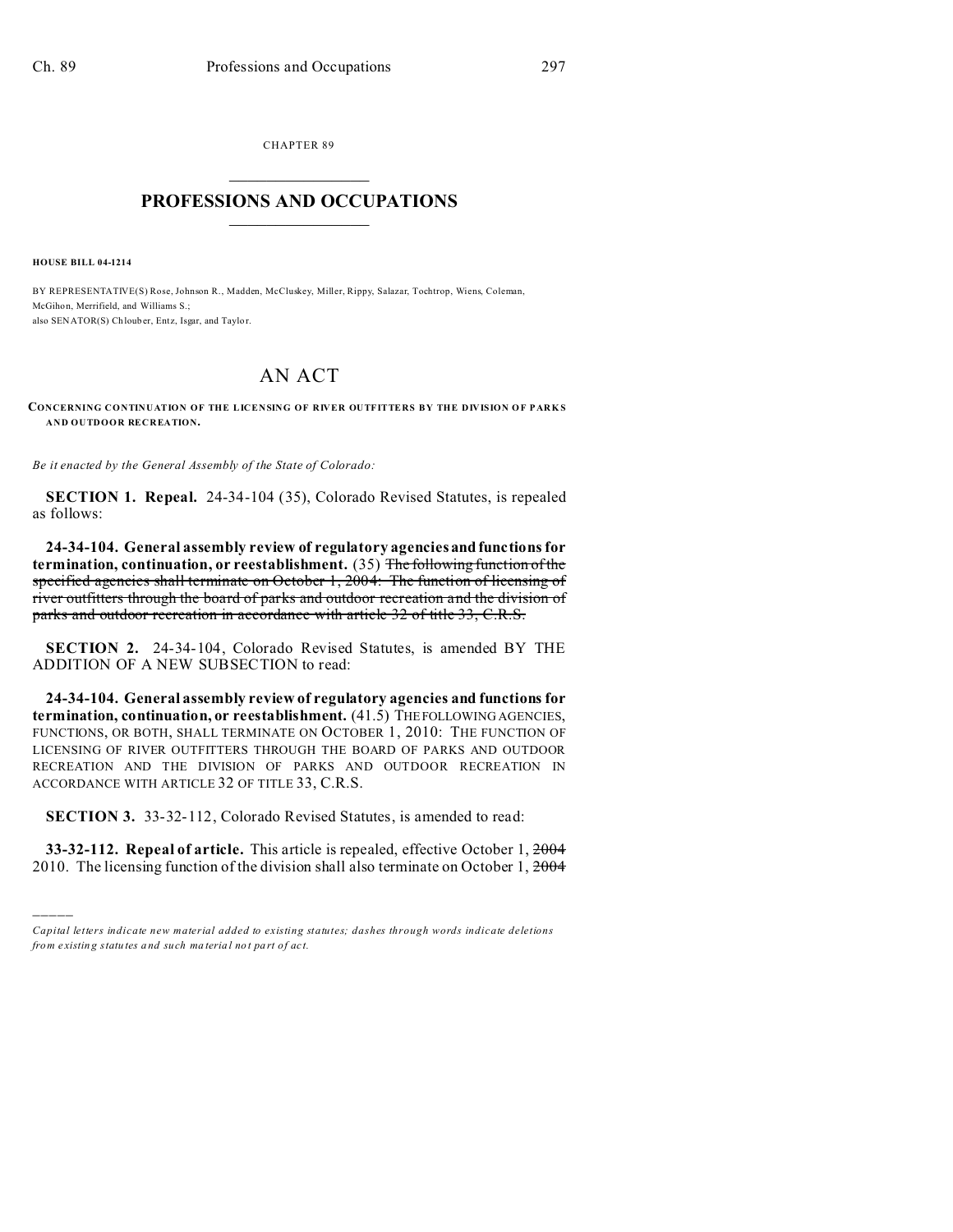CHAPTER 89

# PROFESSIONS AND OCCUPATIONS

**HOUSE BILL 04-1214**

BY REPRESENTATIVE(S) Rose, Johnson R., Madden, McCluskey, Miller, Rippy, Salazar, Tochtrop, Wiens, Coleman, McGihon, Merrifield, and Williams S.;
also SENATOR(S) Chlouber, Entz, Isgar, and Taylor.

# AN ACT

**CONCERNING CONTINUATION OF THE LICENSING OF RIVER OUTFITTERS BY THE DIVISION OF PARKS AND OUTDOOR RECREATION.**

*Be it enacted by the General Assembly of the State of Colorado:*

**SECTION 1. Repeal.** 24-34-104 (35), Colorado Revised Statutes, is repealed as follows:

**24-34-104. General assembly review of regulatory agencies and functions for termination, continuation, or reestablishment.** (35) ~~The following function of the specified agencies shall terminate on October 1, 2004: The function of licensing of river outfitters through the board of parks and outdoor recreation and the division of parks and outdoor recreation in accordance with article 32 of title 33, C.R.S.~~

**SECTION 2.** 24-34-104, Colorado Revised Statutes, is amended BY THE ADDITION OF A NEW SUBSECTION to read:

**24-34-104. General assembly review of regulatory agencies and functions for termination, continuation, or reestablishment.** (41.5) THE FOLLOWING AGENCIES, FUNCTIONS, OR BOTH, SHALL TERMINATE ON OCTOBER 1, 2010: THE FUNCTION OF LICENSING OF RIVER OUTFITTERS THROUGH THE BOARD OF PARKS AND OUTDOOR RECREATION AND THE DIVISION OF PARKS AND OUTDOOR RECREATION IN ACCORDANCE WITH ARTICLE 32 OF TITLE 33, C.R.S.

**SECTION 3.** 33-32-112, Colorado Revised Statutes, is amended to read:

**33-32-112. Repeal of article.** This article is repealed, effective October 1, ~~2004~~ 2010. The licensing function of the division shall also terminate on October 1, ~~2004~~

*Capital letters indicate new material added to existing statutes; dashes through words indicate deletions from existing statutes and such material not part of act.*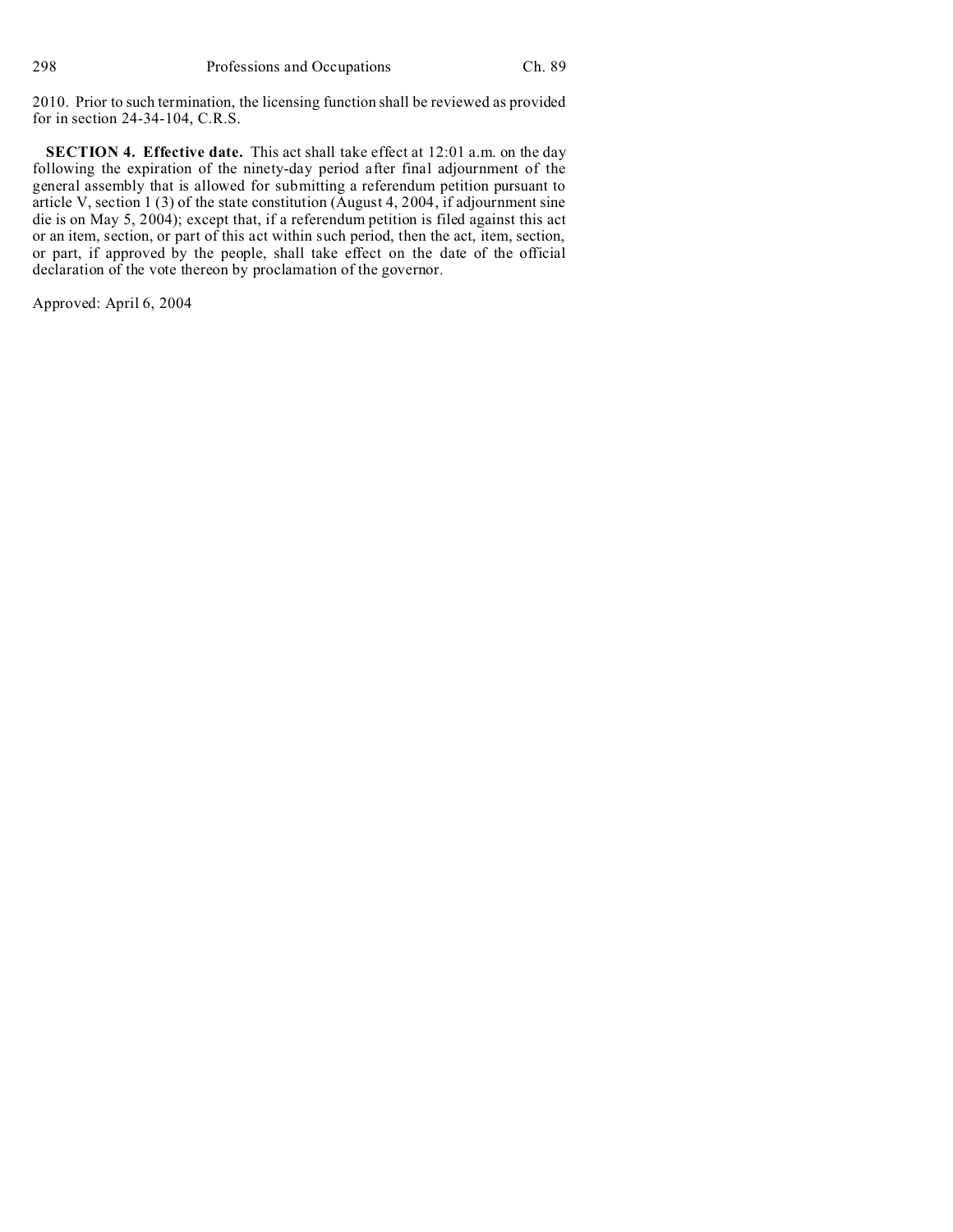2010. Prior to such termination, the licensing function shall be reviewed as provided for in section 24-34-104, C.R.S.

**SECTION 4. Effective date.** This act shall take effect at 12:01 a.m. on the day following the expiration of the ninety-day period after final adjournment of the general assembly that is allowed for submitting a referendum petition pursuant to article V, section 1 (3) of the state constitution (August 4, 2004, if adjournment sine die is on May 5, 2004); except that, if a referendum petition is filed against this act or an item, section, or part of this act within such period, then the act, item, section, or part, if approved by the people, shall take effect on the date of the official declaration of the vote thereon by proclamation of the governor.

Approved: April 6, 2004